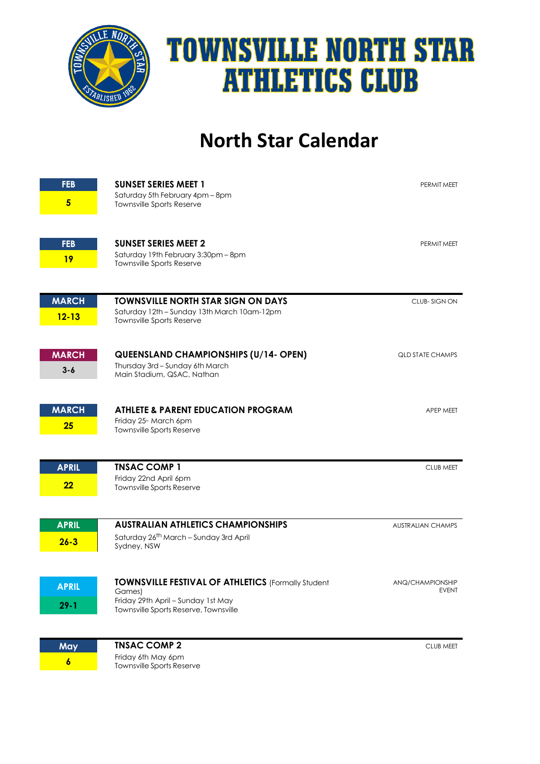# TOWNSVILLE NORTH STAR ATHLETICS CLUB

# North Star Calendar

| Date | Event | Type |
|---|---|---|
| FEB 5 | **SUNSET SERIES MEET 1**<br>Saturday 5th February 4pm – 8pm<br>Townsville Sports Reserve | PERMIT MEET |
| FEB 19 | **SUNSET SERIES MEET 2**<br>Saturday 19th February 3:30pm – 8pm<br>Townsville Sports Reserve | PERMIT MEET |
| MARCH 12-13 | **TOWNSVILLE NORTH STAR SIGN ON DAYS**<br>Saturday 12th – Sunday 13th March 10am-12pm<br>Townsville Sports Reserve | CLUB- SIGN ON |
| MARCH 3-6 | **QUEENSLAND CHAMPIONSHIPS (U/14- OPEN)**<br>Thursday 3rd – Sunday 6th March<br>Main Stadium, QSAC, Nathan | QLD STATE CHAMPS |
| MARCH 25 | **ATHLETE & PARENT EDUCATION PROGRAM**<br>Friday 25th March 6pm<br>Townsville Sports Reserve | APEP MEET |
| APRIL 22 | **TNSAC COMP 1**<br>Friday 22nd April 6pm<br>Townsville Sports Reserve | CLUB MEET |
| APRIL 26-3 | **AUSTRALIAN ATHLETICS CHAMPIONSHIPS**<br>Saturday 26th March – Sunday 3rd April<br>Sydney, NSW | AUSTRALIAN CHAMPS |
| APRIL 29-1 | **TOWNSVILLE FESTIVAL OF ATHLETICS** (Formally Student Games)<br>Friday 29th April – Sunday 1st May<br>Townsville Sports Reserve, Townsville | ANQ/CHAMPIONSHIP EVENT |
| May 6 | **TNSAC COMP 2**<br>Friday 6th May 6pm<br>Townsville Sports Reserve | CLUB MEET |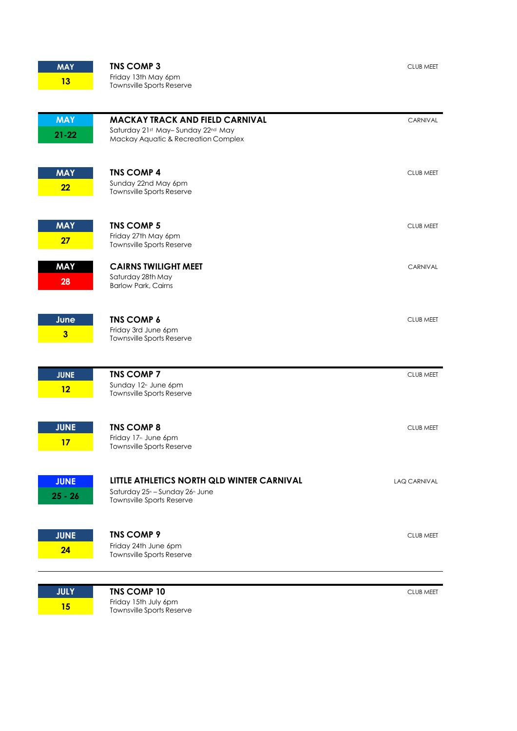| Date | Event | Type |
|---|---|---|
| MAY 13 | **TNS COMP 3**<br>Friday 13th May 6pm<br>Townsville Sports Reserve | CLUB MEET |
| MAY 21-22 | **MACKAY TRACK AND FIELD CARNIVAL**<br>Saturday 21st May– Sunday 22nd May<br>Mackay Aquatic & Recreation Complex | CARNIVAL |
| MAY 22 | **TNS COMP 4**<br>Sunday 22nd May 6pm<br>Townsville Sports Reserve | CLUB MEET |
| MAY 27 | **TNS COMP 5**<br>Friday 27th May 6pm<br>Townsville Sports Reserve | CLUB MEET |
| MAY 28 | **CAIRNS TWILIGHT MEET**<br>Saturday 28th May<br>Barlow Park, Cairns | CARNIVAL |
| June 3 | **TNS COMP 6**<br>Friday 3rd June 6pm<br>Townsville Sports Reserve | CLUB MEET |
| JUNE 12 | **TNS COMP 7**<br>Sunday 12th June 6pm<br>Townsville Sports Reserve | CLUB MEET |
| JUNE 17 | **TNS COMP 8**<br>Friday 17th June 6pm<br>Townsville Sports Reserve | CLUB MEET |
| JUNE 25 - 26 | **LITTLE ATHLETICS NORTH QLD WINTER CARNIVAL**<br>Saturday 25th – Sunday 26th June<br>Townsville Sports Reserve | LAQ CARNIVAL |
| JUNE 24 | **TNS COMP 9**<br>Friday 24th June 6pm<br>Townsville Sports Reserve | CLUB MEET |
| JULY 15 | **TNS COMP 10**<br>Friday 15th July 6pm<br>Townsville Sports Reserve | CLUB MEET |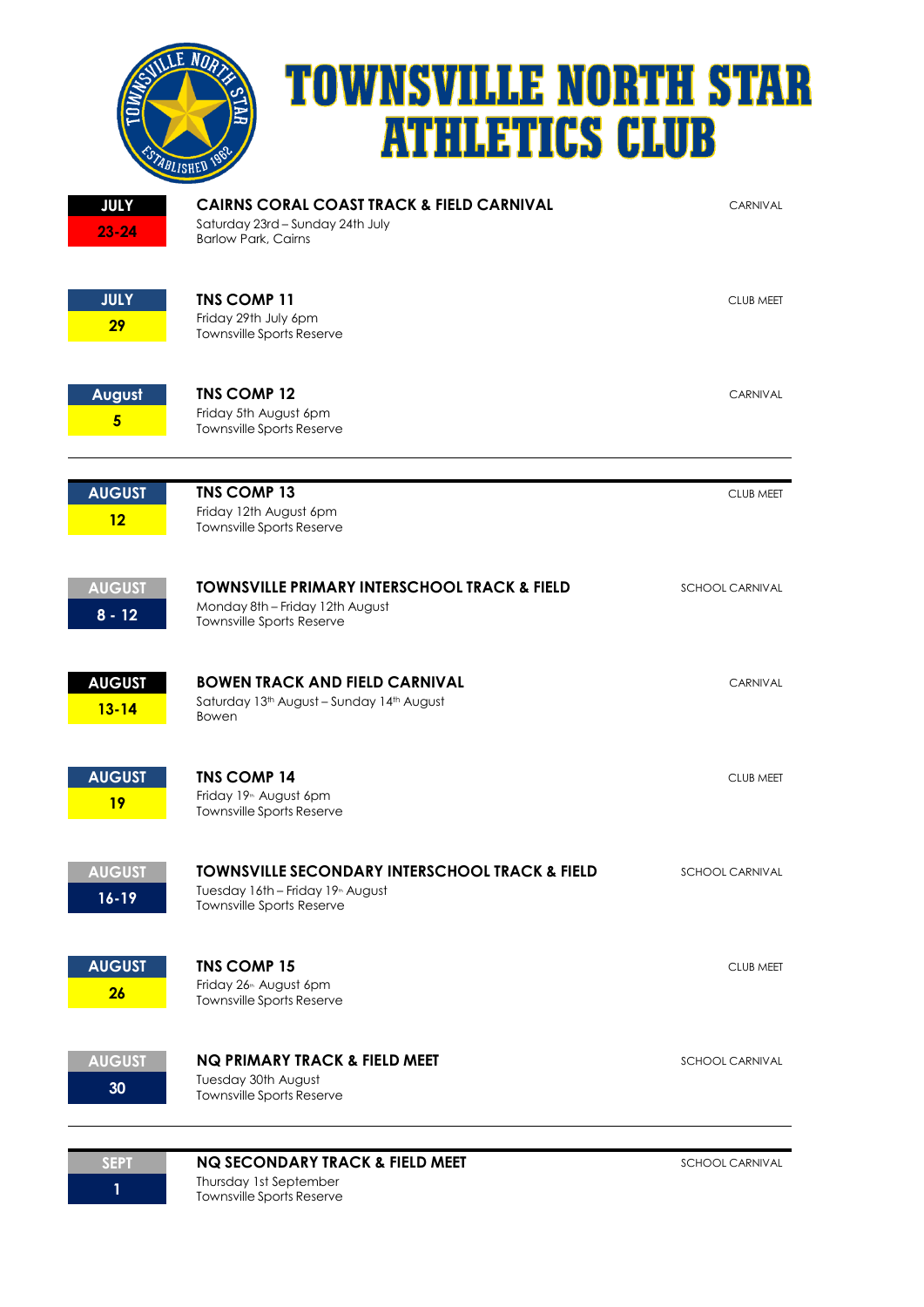# TOWNSVILLE NORTH STAR ATHLETICS CLUB

| Date | Event | Type |
|---|---|---|
| JULY 23-24 | **CAIRNS CORAL COAST TRACK & FIELD CARNIVAL**<br>Saturday 23rd – Sunday 24th July<br>Barlow Park, Cairns | CARNIVAL |
| JULY 29 | **TNS COMP 11**<br>Friday 29th July 6pm<br>Townsville Sports Reserve | CLUB MEET |
| August 5 | **TNS COMP 12**<br>Friday 5th August 6pm<br>Townsville Sports Reserve | CARNIVAL |
| AUGUST 12 | **TNS COMP 13**<br>Friday 12th August 6pm<br>Townsville Sports Reserve | CLUB MEET |
| AUGUST 8 - 12 | **TOWNSVILLE PRIMARY INTERSCHOOL TRACK & FIELD**<br>Monday 8th – Friday 12th August<br>Townsville Sports Reserve | SCHOOL CARNIVAL |
| AUGUST 13-14 | **BOWEN TRACK AND FIELD CARNIVAL**<br>Saturday 13th August – Sunday 14th August<br>Bowen | CARNIVAL |
| AUGUST 19 | **TNS COMP 14**<br>Friday 19th August 6pm<br>Townsville Sports Reserve | CLUB MEET |
| AUGUST 16-19 | **TOWNSVILLE SECONDARY INTERSCHOOL TRACK & FIELD**<br>Tuesday 16th – Friday 19th August<br>Townsville Sports Reserve | SCHOOL CARNIVAL |
| AUGUST 26 | **TNS COMP 15**<br>Friday 26th August 6pm<br>Townsville Sports Reserve | CLUB MEET |
| AUGUST 30 | **NQ PRIMARY TRACK & FIELD MEET**<br>Tuesday 30th August<br>Townsville Sports Reserve | SCHOOL CARNIVAL |
| SEPT 1 | **NQ SECONDARY TRACK & FIELD MEET**<br>Thursday 1st September<br>Townsville Sports Reserve | SCHOOL CARNIVAL |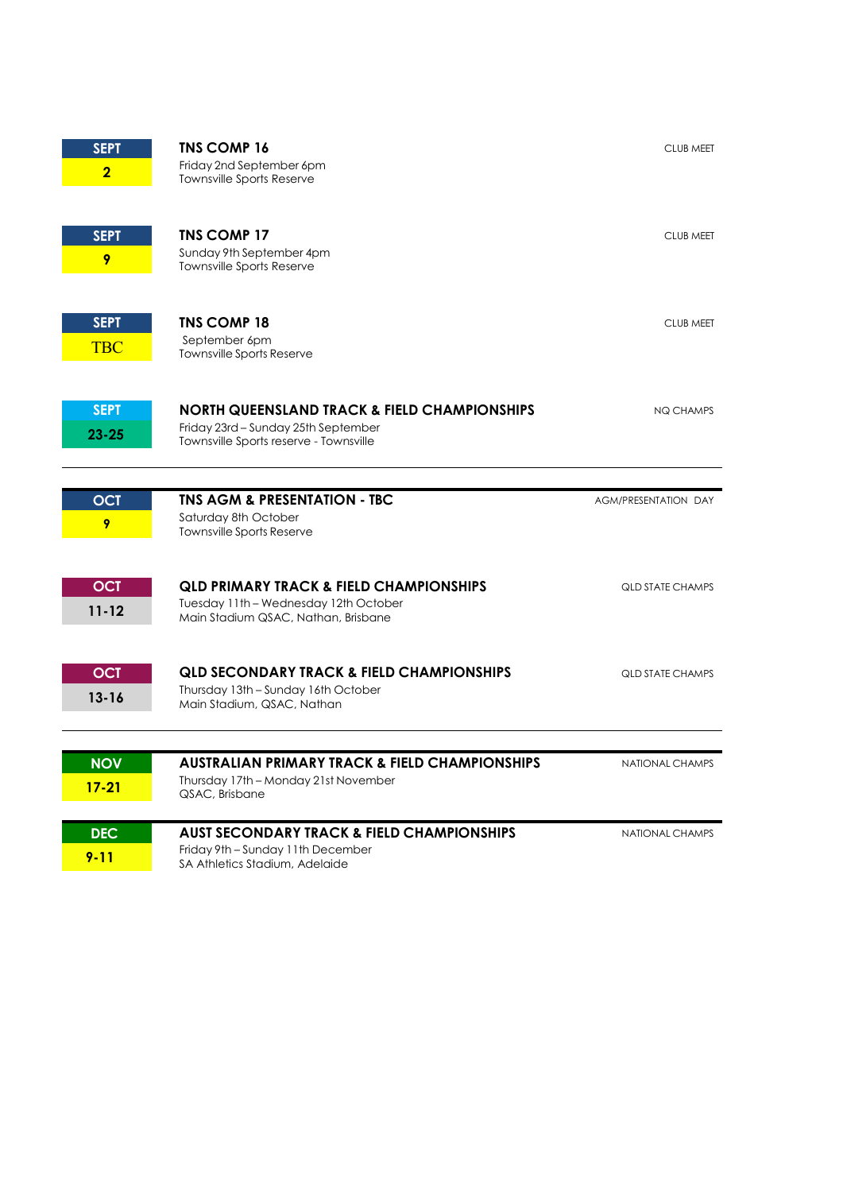| | | |
|---|---|---|
| SEPT 2 | **TNS COMP 16**<br>Friday 2nd September 6pm<br>Townsville Sports Reserve | CLUB MEET |
| SEPT 9 | **TNS COMP 17**<br>Sunday 9th September 4pm<br>Townsville Sports Reserve | CLUB MEET |
| SEPT TBC | **TNS COMP 18**<br>September 6pm<br>Townsville Sports Reserve | CLUB MEET |
| SEPT 23-25 | **NORTH QUEENSLAND TRACK & FIELD CHAMPIONSHIPS**<br>Friday 23rd – Sunday 25th September<br>Townsville Sports reserve - Townsville | NQ CHAMPS |

---

| | | |
|---|---|---|
| OCT 9 | **TNS AGM & PRESENTATION - TBC**<br>Saturday 8th October<br>Townsville Sports Reserve | AGM/PRESENTATION DAY |
| OCT 11-12 | **QLD PRIMARY TRACK & FIELD CHAMPIONSHIPS**<br>Tuesday 11th – Wednesday 12th October<br>Main Stadium QSAC, Nathan, Brisbane | QLD STATE CHAMPS |
| OCT 13-16 | **QLD SECONDARY TRACK & FIELD CHAMPIONSHIPS**<br>Thursday 13th – Sunday 16th October<br>Main Stadium, QSAC, Nathan | QLD STATE CHAMPS |

---

| | | |
|---|---|---|
| NOV 17-21 | **AUSTRALIAN PRIMARY TRACK & FIELD CHAMPIONSHIPS**<br>Thursday 17th – Monday 21st November<br>QSAC, Brisbane | NATIONAL CHAMPS |
| DEC 9-11 | **AUST SECONDARY TRACK & FIELD CHAMPIONSHIPS**<br>Friday 9th – Sunday 11th December<br>SA Athletics Stadium, Adelaide | NATIONAL CHAMPS |